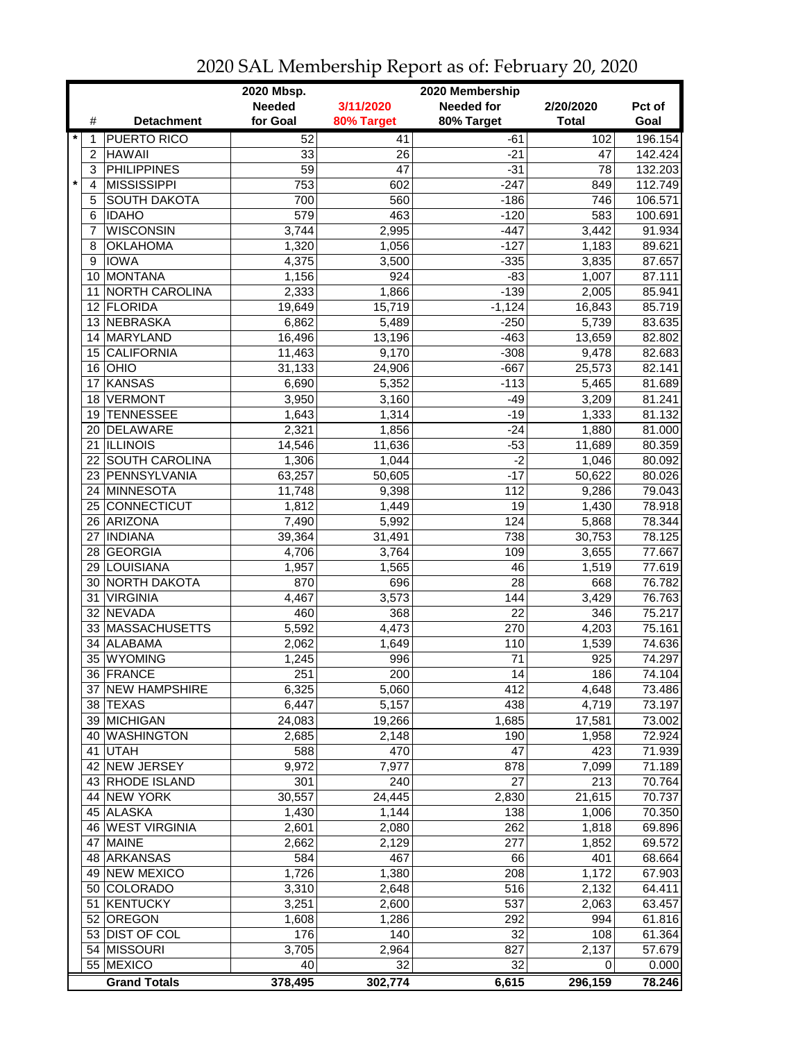# 2020 SAL Membership Report as of: February 20, 2020

| | # | Detachment | 2020 Mbsp. Needed for Goal | 3/11/2020 80% Target | 2020 Membership Needed for 80% Target | 2/20/2020 Total | Pct of Goal |
|---|---|---|---|---|---|---|---|
| * | 1 | PUERTO RICO | 52 | 41 | -61 | 102 | 196.154 |
| | 2 | HAWAII | 33 | 26 | -21 | 47 | 142.424 |
| | 3 | PHILIPPINES | 59 | 47 | -31 | 78 | 132.203 |
| * | 4 | MISSISSIPPI | 753 | 602 | -247 | 849 | 112.749 |
| | 5 | SOUTH DAKOTA | 700 | 560 | -186 | 746 | 106.571 |
| | 6 | IDAHO | 579 | 463 | -120 | 583 | 100.691 |
| | 7 | WISCONSIN | 3,744 | 2,995 | -447 | 3,442 | 91.934 |
| | 8 | OKLAHOMA | 1,320 | 1,056 | -127 | 1,183 | 89.621 |
| | 9 | IOWA | 4,375 | 3,500 | -335 | 3,835 | 87.657 |
| | 10 | MONTANA | 1,156 | 924 | -83 | 1,007 | 87.111 |
| | 11 | NORTH CAROLINA | 2,333 | 1,866 | -139 | 2,005 | 85.941 |
| | 12 | FLORIDA | 19,649 | 15,719 | -1,124 | 16,843 | 85.719 |
| | 13 | NEBRASKA | 6,862 | 5,489 | -250 | 5,739 | 83.635 |
| | 14 | MARYLAND | 16,496 | 13,196 | -463 | 13,659 | 82.802 |
| | 15 | CALIFORNIA | 11,463 | 9,170 | -308 | 9,478 | 82.683 |
| | 16 | OHIO | 31,133 | 24,906 | -667 | 25,573 | 82.141 |
| | 17 | KANSAS | 6,690 | 5,352 | -113 | 5,465 | 81.689 |
| | 18 | VERMONT | 3,950 | 3,160 | -49 | 3,209 | 81.241 |
| | 19 | TENNESSEE | 1,643 | 1,314 | -19 | 1,333 | 81.132 |
| | 20 | DELAWARE | 2,321 | 1,856 | -24 | 1,880 | 81.000 |
| | 21 | ILLINOIS | 14,546 | 11,636 | -53 | 11,689 | 80.359 |
| | 22 | SOUTH CAROLINA | 1,306 | 1,044 | -2 | 1,046 | 80.092 |
| | 23 | PENNSYLVANIA | 63,257 | 50,605 | -17 | 50,622 | 80.026 |
| | 24 | MINNESOTA | 11,748 | 9,398 | 112 | 9,286 | 79.043 |
| | 25 | CONNECTICUT | 1,812 | 1,449 | 19 | 1,430 | 78.918 |
| | 26 | ARIZONA | 7,490 | 5,992 | 124 | 5,868 | 78.344 |
| | 27 | INDIANA | 39,364 | 31,491 | 738 | 30,753 | 78.125 |
| | 28 | GEORGIA | 4,706 | 3,764 | 109 | 3,655 | 77.667 |
| | 29 | LOUISIANA | 1,957 | 1,565 | 46 | 1,519 | 77.619 |
| | 30 | NORTH DAKOTA | 870 | 696 | 28 | 668 | 76.782 |
| | 31 | VIRGINIA | 4,467 | 3,573 | 144 | 3,429 | 76.763 |
| | 32 | NEVADA | 460 | 368 | 22 | 346 | 75.217 |
| | 33 | MASSACHUSETTS | 5,592 | 4,473 | 270 | 4,203 | 75.161 |
| | 34 | ALABAMA | 2,062 | 1,649 | 110 | 1,539 | 74.636 |
| | 35 | WYOMING | 1,245 | 996 | 71 | 925 | 74.297 |
| | 36 | FRANCE | 251 | 200 | 14 | 186 | 74.104 |
| | 37 | NEW HAMPSHIRE | 6,325 | 5,060 | 412 | 4,648 | 73.486 |
| | 38 | TEXAS | 6,447 | 5,157 | 438 | 4,719 | 73.197 |
| | 39 | MICHIGAN | 24,083 | 19,266 | 1,685 | 17,581 | 73.002 |
| | 40 | WASHINGTON | 2,685 | 2,148 | 190 | 1,958 | 72.924 |
| | 41 | UTAH | 588 | 470 | 47 | 423 | 71.939 |
| | 42 | NEW JERSEY | 9,972 | 7,977 | 878 | 7,099 | 71.189 |
| | 43 | RHODE ISLAND | 301 | 240 | 27 | 213 | 70.764 |
| | 44 | NEW YORK | 30,557 | 24,445 | 2,830 | 21,615 | 70.737 |
| | 45 | ALASKA | 1,430 | 1,144 | 138 | 1,006 | 70.350 |
| | 46 | WEST VIRGINIA | 2,601 | 2,080 | 262 | 1,818 | 69.896 |
| | 47 | MAINE | 2,662 | 2,129 | 277 | 1,852 | 69.572 |
| | 48 | ARKANSAS | 584 | 467 | 66 | 401 | 68.664 |
| | 49 | NEW MEXICO | 1,726 | 1,380 | 208 | 1,172 | 67.903 |
| | 50 | COLORADO | 3,310 | 2,648 | 516 | 2,132 | 64.411 |
| | 51 | KENTUCKY | 3,251 | 2,600 | 537 | 2,063 | 63.457 |
| | 52 | OREGON | 1,608 | 1,286 | 292 | 994 | 61.816 |
| | 53 | DIST OF COL | 176 | 140 | 32 | 108 | 61.364 |
| | 54 | MISSOURI | 3,705 | 2,964 | 827 | 2,137 | 57.679 |
| | 55 | MEXICO | 40 | 32 | 32 | 0 | 0.000 |
| | | **Grand Totals** | **378,495** | **302,774** | **6,615** | **296,159** | **78.246** |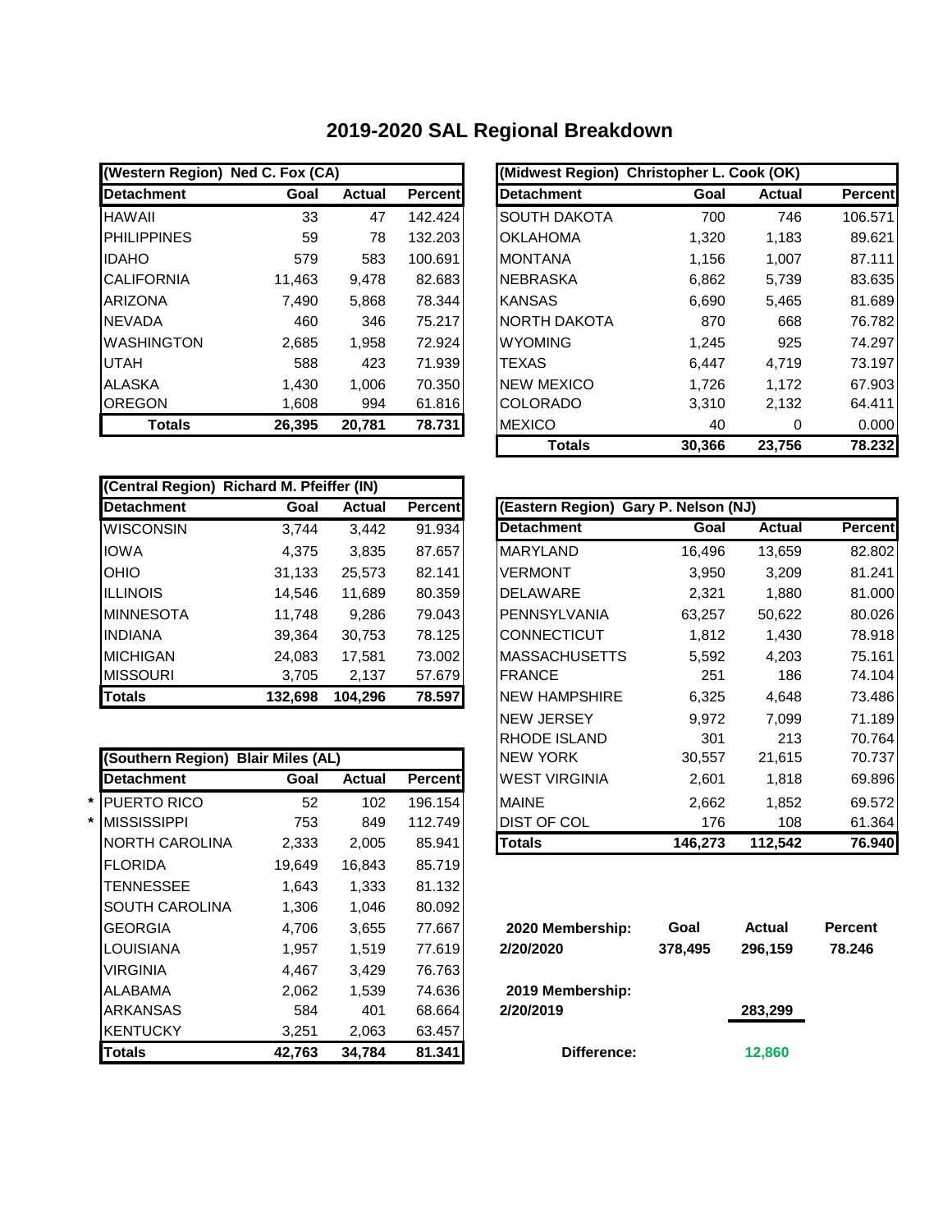# 2019-2020 SAL Regional Breakdown

| (Western Region) Ned C. Fox (CA) | | | |
|---|---|---|---|
| Detachment | Goal | Actual | Percent |
| HAWAII | 33 | 47 | 142.424 |
| PHILIPPINES | 59 | 78 | 132.203 |
| IDAHO | 579 | 583 | 100.691 |
| CALIFORNIA | 11,463 | 9,478 | 82.683 |
| ARIZONA | 7,490 | 5,868 | 78.344 |
| NEVADA | 460 | 346 | 75.217 |
| WASHINGTON | 2,685 | 1,958 | 72.924 |
| UTAH | 588 | 423 | 71.939 |
| ALASKA | 1,430 | 1,006 | 70.350 |
| OREGON | 1,608 | 994 | 61.816 |
| **Totals** | **26,395** | **20,781** | **78.731** |

| (Midwest Region) Christopher L. Cook (OK) | | | |
|---|---|---|---|
| Detachment | Goal | Actual | Percent |
| SOUTH DAKOTA | 700 | 746 | 106.571 |
| OKLAHOMA | 1,320 | 1,183 | 89.621 |
| MONTANA | 1,156 | 1,007 | 87.111 |
| NEBRASKA | 6,862 | 5,739 | 83.635 |
| KANSAS | 6,690 | 5,465 | 81.689 |
| NORTH DAKOTA | 870 | 668 | 76.782 |
| WYOMING | 1,245 | 925 | 74.297 |
| TEXAS | 6,447 | 4,719 | 73.197 |
| NEW MEXICO | 1,726 | 1,172 | 67.903 |
| COLORADO | 3,310 | 2,132 | 64.411 |
| MEXICO | 40 | 0 | 0.000 |
| **Totals** | **30,366** | **23,756** | **78.232** |

| (Central Region) Richard M. Pfeiffer (IN) | | | |
|---|---|---|---|
| Detachment | Goal | Actual | Percent |
| WISCONSIN | 3,744 | 3,442 | 91.934 |
| IOWA | 4,375 | 3,835 | 87.657 |
| OHIO | 31,133 | 25,573 | 82.141 |
| ILLINOIS | 14,546 | 11,689 | 80.359 |
| MINNESOTA | 11,748 | 9,286 | 79.043 |
| INDIANA | 39,364 | 30,753 | 78.125 |
| MICHIGAN | 24,083 | 17,581 | 73.002 |
| MISSOURI | 3,705 | 2,137 | 57.679 |
| **Totals** | **132,698** | **104,296** | **78.597** |

| (Eastern Region) Gary P. Nelson (NJ) | | | |
|---|---|---|---|
| Detachment | Goal | Actual | Percent |
| MARYLAND | 16,496 | 13,659 | 82.802 |
| VERMONT | 3,950 | 3,209 | 81.241 |
| DELAWARE | 2,321 | 1,880 | 81.000 |
| PENNSYLVANIA | 63,257 | 50,622 | 80.026 |
| CONNECTICUT | 1,812 | 1,430 | 78.918 |
| MASSACHUSETTS | 5,592 | 4,203 | 75.161 |
| FRANCE | 251 | 186 | 74.104 |
| NEW HAMPSHIRE | 6,325 | 4,648 | 73.486 |
| NEW JERSEY | 9,972 | 7,099 | 71.189 |
| RHODE ISLAND | 301 | 213 | 70.764 |
| NEW YORK | 30,557 | 21,615 | 70.737 |
| WEST VIRGINIA | 2,601 | 1,818 | 69.896 |
| MAINE | 2,662 | 1,852 | 69.572 |
| DIST OF COL | 176 | 108 | 61.364 |
| **Totals** | **146,273** | **112,542** | **76.940** |

| | (Southern Region) Blair Miles (AL) | | | |
|---|---|---|---|---|
| | Detachment | Goal | Actual | Percent |
| * | PUERTO RICO | 52 | 102 | 196.154 |
| * | MISSISSIPPI | 753 | 849 | 112.749 |
| | NORTH CAROLINA | 2,333 | 2,005 | 85.941 |
| | FLORIDA | 19,649 | 16,843 | 85.719 |
| | TENNESSEE | 1,643 | 1,333 | 81.132 |
| | SOUTH CAROLINA | 1,306 | 1,046 | 80.092 |
| | GEORGIA | 4,706 | 3,655 | 77.667 |
| | LOUISIANA | 1,957 | 1,519 | 77.619 |
| | VIRGINIA | 4,467 | 3,429 | 76.763 |
| | ALABAMA | 2,062 | 1,539 | 74.636 |
| | ARKANSAS | 584 | 401 | 68.664 |
| | KENTUCKY | 3,251 | 2,063 | 63.457 |
| | **Totals** | **42,763** | **34,784** | **81.341** |

| 2020 Membership: | Goal | Actual | Percent |
|---|---|---|---|
| 2/20/2020 | 378,495 | 296,159 | 78.246 |
| **2019 Membership:** | | | |
| 2/20/2019 | | 283,299 | |
| **Difference:** | | 12,860 | |